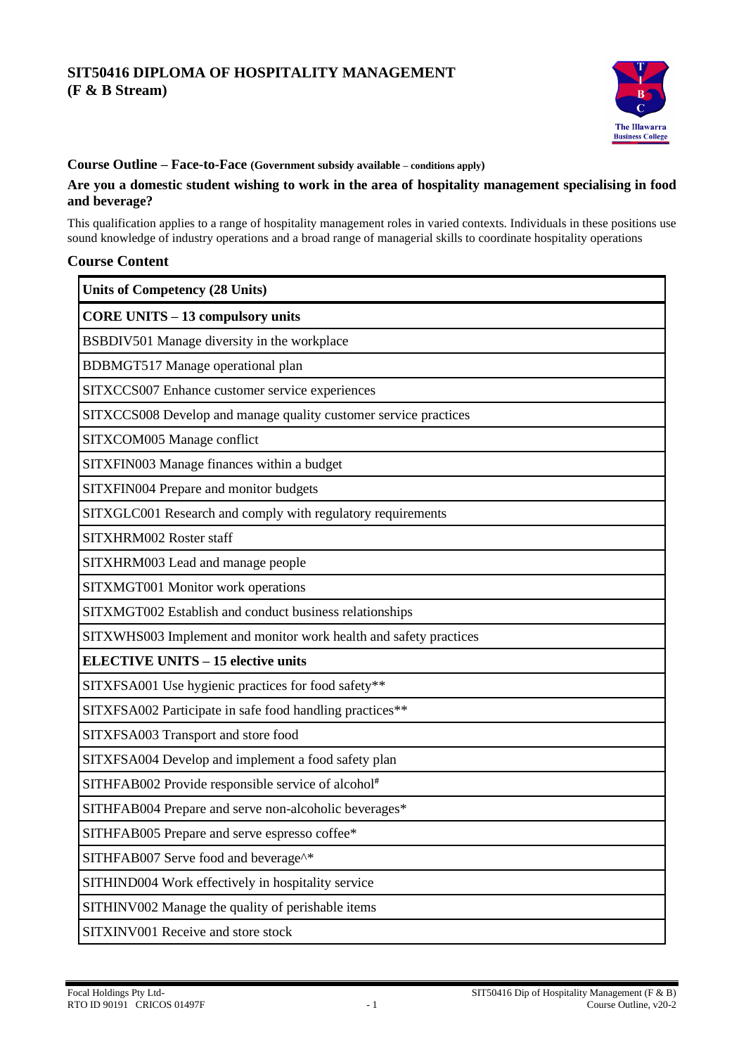# SIT50416 DIPLOMA OF HOSPITALITY MANAGEMENT (F & B Stream)

### Course Outline – Face-to-Face (Government subsidy available – conditions apply)

**Are you a domestic student wishing to work in the area of hospitality management specialising in food and beverage?**

This qualification applies to a range of hospitality management roles in varied contexts. Individuals in these positions use sound knowledge of industry operations and a broad range of managerial skills to coordinate hospitality operations

## Course Content

| Units of Competency (28 Units) |
|---|
| **CORE UNITS – 13 compulsory units** |
| BSBDIV501 Manage diversity in the workplace |
| BDBMGT517 Manage operational plan |
| SITXCCS007 Enhance customer service experiences |
| SITXCCS008 Develop and manage quality customer service practices |
| SITXCOM005 Manage conflict |
| SITXFIN003 Manage finances within a budget |
| SITXFIN004 Prepare and monitor budgets |
| SITXGLC001 Research and comply with regulatory requirements |
| SITXHRM002 Roster staff |
| SITXHRM003 Lead and manage people |
| SITXMGT001 Monitor work operations |
| SITXMGT002 Establish and conduct business relationships |
| SITXWHS003 Implement and monitor work health and safety practices |
| **ELECTIVE UNITS – 15 elective units** |
| SITXFSA001 Use hygienic practices for food safety** |
| SITXFSA002 Participate in safe food handling practices** |
| SITXFSA003 Transport and store food |
| SITXFSA004 Develop and implement a food safety plan |
| SITHFAB002 Provide responsible service of alcohol[#] |
| SITHFAB004 Prepare and serve non-alcoholic beverages* |
| SITHFAB005 Prepare and serve espresso coffee* |
| SITHFAB007 Serve food and beverage^* |
| SITHIND004 Work effectively in hospitality service |
| SITHINV002 Manage the quality of perishable items |
| SITXINV001 Receive and store stock |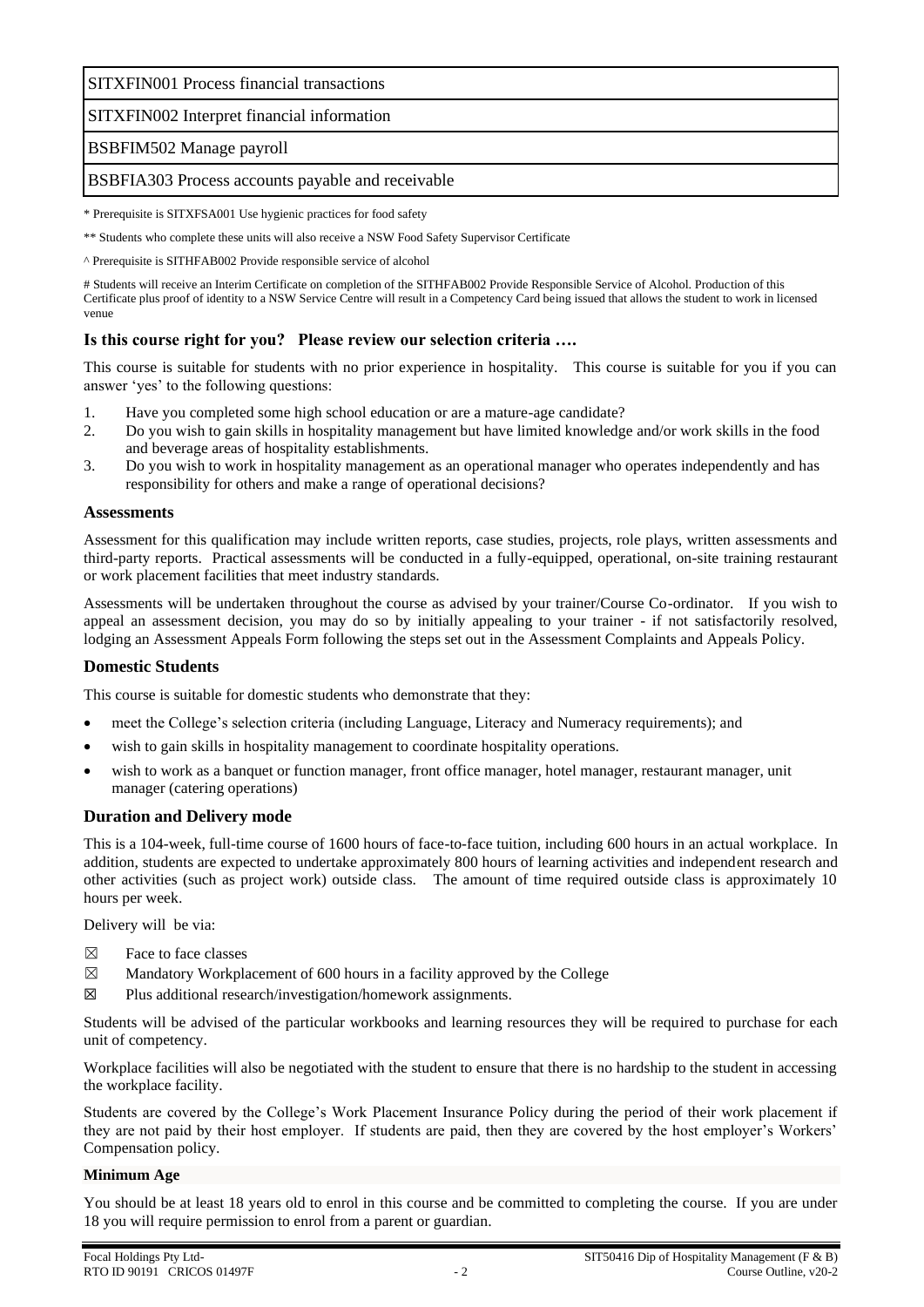| SITXFIN001 Process financial transactions |
|---|
| SITXFIN002 Interpret financial information |
| BSBFIM502 Manage payroll |
| BSBFIA303 Process accounts payable and receivable |

* Prerequisite is SITXFSA001 Use hygienic practices for food safety

** Students who complete these units will also receive a NSW Food Safety Supervisor Certificate

^ Prerequisite is SITHFAB002 Provide responsible service of alcohol

# Students will receive an Interim Certificate on completion of the SITHFAB002 Provide Responsible Service of Alcohol. Production of this Certificate plus proof of identity to a NSW Service Centre will result in a Competency Card being issued that allows the student to work in licensed venue

## Is this course right for you? Please review our selection criteria ….

This course is suitable for students with no prior experience in hospitality. This course is suitable for you if you can answer 'yes' to the following questions:

1. Have you completed some high school education or are a mature-age candidate?
2. Do you wish to gain skills in hospitality management but have limited knowledge and/or work skills in the food and beverage areas of hospitality establishments.
3. Do you wish to work in hospitality management as an operational manager who operates independently and has responsibility for others and make a range of operational decisions?

## Assessments

Assessment for this qualification may include written reports, case studies, projects, role plays, written assessments and third-party reports. Practical assessments will be conducted in a fully-equipped, operational, on-site training restaurant or work placement facilities that meet industry standards.

Assessments will be undertaken throughout the course as advised by your trainer/Course Co-ordinator. If you wish to appeal an assessment decision, you may do so by initially appealing to your trainer - if not satisfactorily resolved, lodging an Assessment Appeals Form following the steps set out in the Assessment Complaints and Appeals Policy.

## Domestic Students

This course is suitable for domestic students who demonstrate that they:

- meet the College's selection criteria (including Language, Literacy and Numeracy requirements); and
- wish to gain skills in hospitality management to coordinate hospitality operations.
- wish to work as a banquet or function manager, front office manager, hotel manager, restaurant manager, unit manager (catering operations)

## Duration and Delivery mode

This is a 104-week, full-time course of 1600 hours of face-to-face tuition, including 600 hours in an actual workplace. In addition, students are expected to undertake approximately 800 hours of learning activities and independent research and other activities (such as project work) outside class. The amount of time required outside class is approximately 10 hours per week.

Delivery will be via:

☒ Face to face classes

☒ Mandatory Workplacement of 600 hours in a facility approved by the College

☒ Plus additional research/investigation/homework assignments.

Students will be advised of the particular workbooks and learning resources they will be required to purchase for each unit of competency.

Workplace facilities will also be negotiated with the student to ensure that there is no hardship to the student in accessing the workplace facility.

Students are covered by the College's Work Placement Insurance Policy during the period of their work placement if they are not paid by their host employer. If students are paid, then they are covered by the host employer's Workers' Compensation policy.

### Minimum Age

You should be at least 18 years old to enrol in this course and be committed to completing the course. If you are under 18 you will require permission to enrol from a parent or guardian.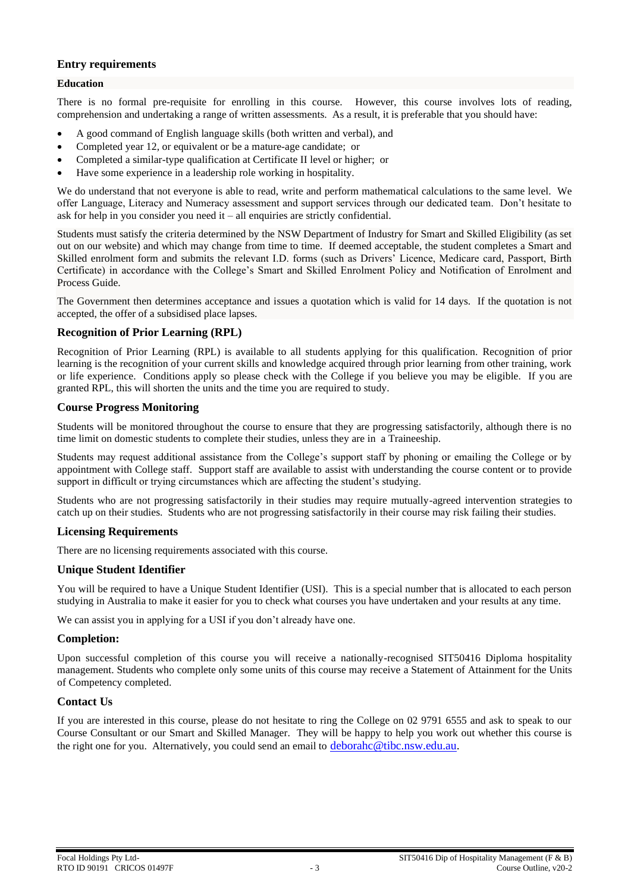## Entry requirements

### Education

There is no formal pre-requisite for enrolling in this course. However, this course involves lots of reading, comprehension and undertaking a range of written assessments. As a result, it is preferable that you should have:

- A good command of English language skills (both written and verbal), and
- Completed year 12, or equivalent or be a mature-age candidate; or
- Completed a similar-type qualification at Certificate II level or higher; or
- Have some experience in a leadership role working in hospitality.

We do understand that not everyone is able to read, write and perform mathematical calculations to the same level. We offer Language, Literacy and Numeracy assessment and support services through our dedicated team. Don't hesitate to ask for help in you consider you need it – all enquiries are strictly confidential.

Students must satisfy the criteria determined by the NSW Department of Industry for Smart and Skilled Eligibility (as set out on our website) and which may change from time to time. If deemed acceptable, the student completes a Smart and Skilled enrolment form and submits the relevant I.D. forms (such as Drivers' Licence, Medicare card, Passport, Birth Certificate) in accordance with the College's Smart and Skilled Enrolment Policy and Notification of Enrolment and Process Guide.

The Government then determines acceptance and issues a quotation which is valid for 14 days. If the quotation is not accepted, the offer of a subsidised place lapses.

## Recognition of Prior Learning (RPL)

Recognition of Prior Learning (RPL) is available to all students applying for this qualification. Recognition of prior learning is the recognition of your current skills and knowledge acquired through prior learning from other training, work or life experience. Conditions apply so please check with the College if you believe you may be eligible. If you are granted RPL, this will shorten the units and the time you are required to study.

## Course Progress Monitoring

Students will be monitored throughout the course to ensure that they are progressing satisfactorily, although there is no time limit on domestic students to complete their studies, unless they are in a Traineeship.

Students may request additional assistance from the College's support staff by phoning or emailing the College or by appointment with College staff. Support staff are available to assist with understanding the course content or to provide support in difficult or trying circumstances which are affecting the student's studying.

Students who are not progressing satisfactorily in their studies may require mutually-agreed intervention strategies to catch up on their studies. Students who are not progressing satisfactorily in their course may risk failing their studies.

## Licensing Requirements

There are no licensing requirements associated with this course.

## Unique Student Identifier

You will be required to have a Unique Student Identifier (USI). This is a special number that is allocated to each person studying in Australia to make it easier for you to check what courses you have undertaken and your results at any time.

We can assist you in applying for a USI if you don't already have one.

## Completion:

Upon successful completion of this course you will receive a nationally-recognised SIT50416 Diploma hospitality management. Students who complete only some units of this course may receive a Statement of Attainment for the Units of Competency completed.

## Contact Us

If you are interested in this course, please do not hesitate to ring the College on 02 9791 6555 and ask to speak to our Course Consultant or our Smart and Skilled Manager. They will be happy to help you work out whether this course is the right one for you. Alternatively, you could send an email to deborahc@tibc.nsw.edu.au.